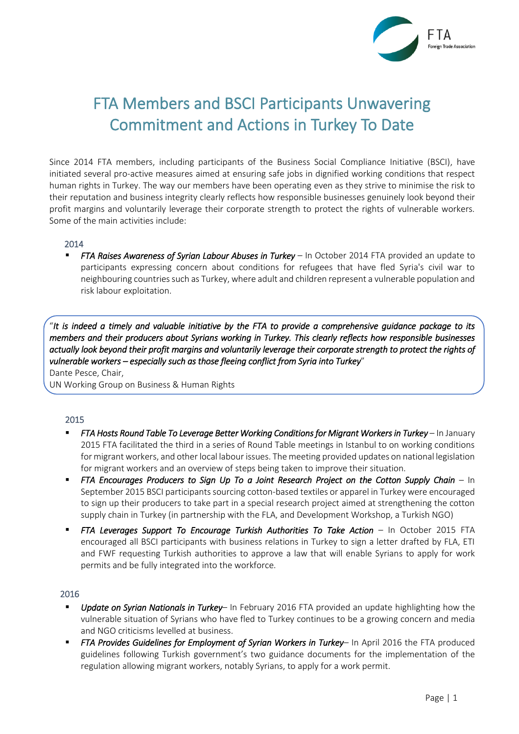# FTA Members and BSCI Participants Unwavering Commitment and Actions in Turkey To Date

Since 2014 FTA members, including participants of the Business Social Compliance Initiative (BSCI), have initiated several pro-active measures aimed at ensuring safe jobs in dignified working conditions that respect human rights in Turkey. The way our members have been operating even as they strive to minimise the risk to their reputation and business integrity clearly reflects how responsible businesses genuinely look beyond their profit margins and voluntarily leverage their corporate strength to protect the rights of vulnerable workers. Some of the main activities include:

### 2014

- *FTA Raises Awareness of Syrian Labour Abuses in Turkey* – In October 2014 FTA provided an update to participants expressing concern about conditions for refugees that have fled Syria's civil war to neighbouring countries such as Turkey, where adult and children represent a vulnerable population and risk labour exploitation.

> "*It is indeed a timely and valuable initiative by the FTA to provide a comprehensive guidance package to its members and their producers about Syrians working in Turkey. This clearly reflects how responsible businesses actually look beyond their profit margins and voluntarily leverage their corporate strength to protect the rights of vulnerable workers – especially such as those fleeing conflict from Syria into Turkey*"
> Dante Pesce, Chair,
> UN Working Group on Business & Human Rights

### 2015

- *FTA Hosts Round Table To Leverage Better Working Conditions for Migrant Workers in Turkey* – In January 2015 FTA facilitated the third in a series of Round Table meetings in Istanbul to on working conditions for migrant workers, and other local labour issues. The meeting provided updates on national legislation for migrant workers and an overview of steps being taken to improve their situation.
- *FTA Encourages Producers to Sign Up To a Joint Research Project on the Cotton Supply Chain* – In September 2015 BSCI participants sourcing cotton-based textiles or apparel in Turkey were encouraged to sign up their producers to take part in a special research project aimed at strengthening the cotton supply chain in Turkey (in partnership with the FLA, and Development Workshop, a Turkish NGO)
- *FTA Leverages Support To Encourage Turkish Authorities To Take Action* – In October 2015 FTA encouraged all BSCI participants with business relations in Turkey to sign a letter drafted by FLA, ETI and FWF requesting Turkish authorities to approve a law that will enable Syrians to apply for work permits and be fully integrated into the workforce.

### 2016

- *Update on Syrian Nationals in Turkey*– In February 2016 FTA provided an update highlighting how the vulnerable situation of Syrians who have fled to Turkey continues to be a growing concern and media and NGO criticisms levelled at business.
- *FTA Provides Guidelines for Employment of Syrian Workers in Turkey*– In April 2016 the FTA produced guidelines following Turkish government's two guidance documents for the implementation of the regulation allowing migrant workers, notably Syrians, to apply for a work permit.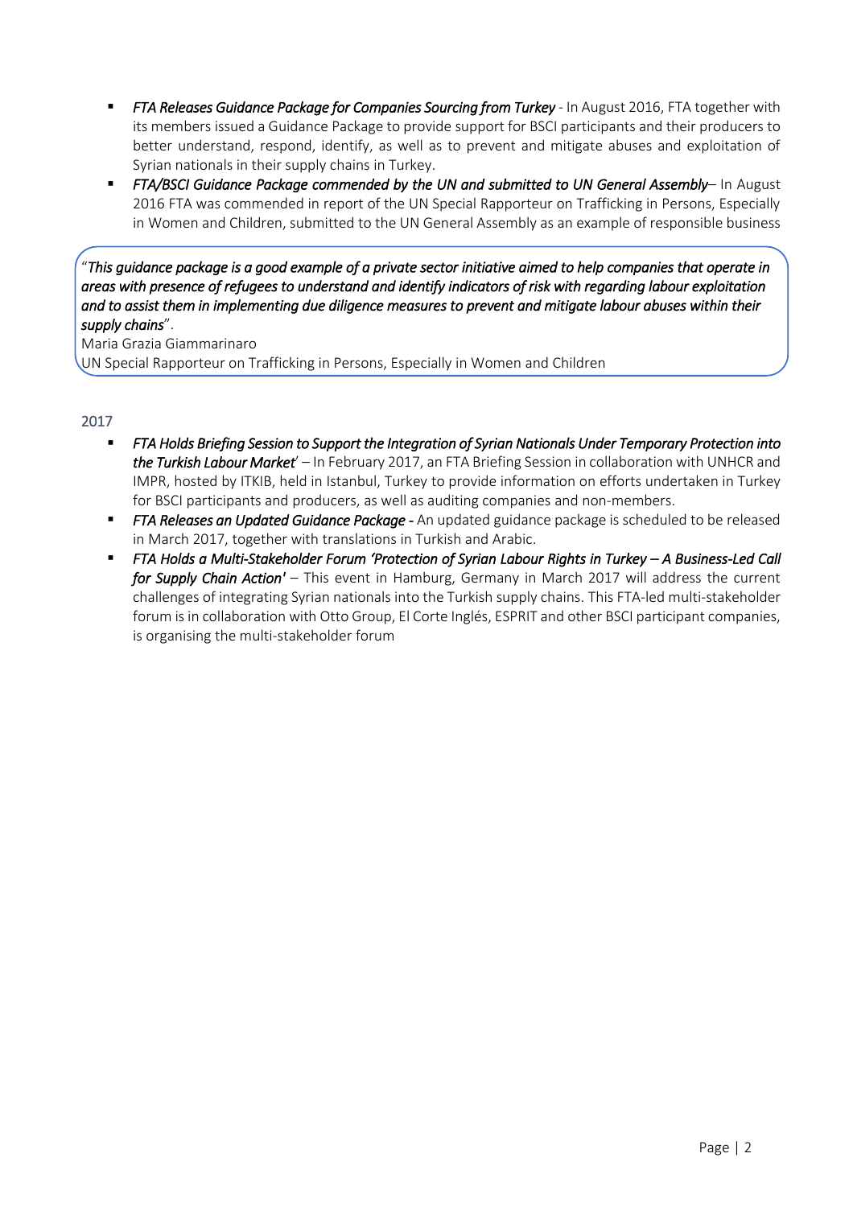- *FTA Releases Guidance Package for Companies Sourcing from Turkey* - In August 2016, FTA together with its members issued a Guidance Package to provide support for BSCI participants and their producers to better understand, respond, identify, as well as to prevent and mitigate abuses and exploitation of Syrian nationals in their supply chains in Turkey.
- *FTA/BSCI Guidance Package commended by the UN and submitted to UN General Assembly*– In August 2016 FTA was commended in report of the UN Special Rapporteur on Trafficking in Persons, Especially in Women and Children, submitted to the UN General Assembly as an example of responsible business

> "*This guidance package is a good example of a private sector initiative aimed to help companies that operate in areas with presence of refugees to understand and identify indicators of risk with regarding labour exploitation and to assist them in implementing due diligence measures to prevent and mitigate labour abuses within their supply chains*".
>
> Maria Grazia Giammarinaro
>
> UN Special Rapporteur on Trafficking in Persons, Especially in Women and Children

## 2017

- *FTA Holds Briefing Session to Support the Integration of Syrian Nationals Under Temporary Protection into the Turkish Labour Market*' – In February 2017, an FTA Briefing Session in collaboration with UNHCR and IMPR, hosted by ITKIB, held in Istanbul, Turkey to provide information on efforts undertaken in Turkey for BSCI participants and producers, as well as auditing companies and non-members.
- *FTA Releases an Updated Guidance Package -* An updated guidance package is scheduled to be released in March 2017, together with translations in Turkish and Arabic.
- *FTA Holds a Multi-Stakeholder Forum 'Protection of Syrian Labour Rights in Turkey – A Business-Led Call for Supply Chain Action'* – This event in Hamburg, Germany in March 2017 will address the current challenges of integrating Syrian nationals into the Turkish supply chains. This FTA-led multi-stakeholder forum is in collaboration with Otto Group, El Corte Inglés, ESPRIT and other BSCI participant companies, is organising the multi-stakeholder forum